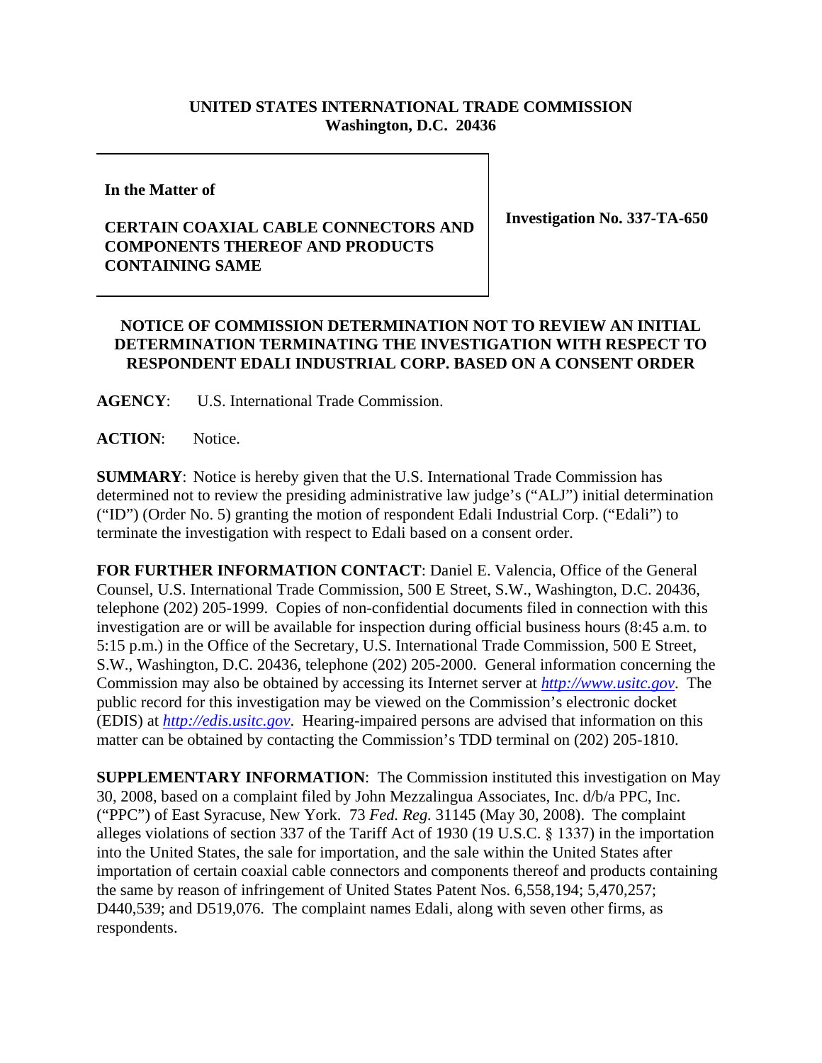**UNITED STATES INTERNATIONAL TRADE COMMISSION**
**Washington, D.C. 20436**

| In the Matter of<br><br>**CERTAIN COAXIAL CABLE CONNECTORS AND COMPONENTS THEREOF AND PRODUCTS CONTAINING SAME** | **Investigation No. 337-TA-650** |
|---|---|

**NOTICE OF COMMISSION DETERMINATION NOT TO REVIEW AN INITIAL DETERMINATION TERMINATING THE INVESTIGATION WITH RESPECT TO RESPONDENT EDALI INDUSTRIAL CORP. BASED ON A CONSENT ORDER**

**AGENCY**: U.S. International Trade Commission.

**ACTION**: Notice.

**SUMMARY**: Notice is hereby given that the U.S. International Trade Commission has determined not to review the presiding administrative law judge's ("ALJ") initial determination ("ID") (Order No. 5) granting the motion of respondent Edali Industrial Corp. ("Edali") to terminate the investigation with respect to Edali based on a consent order.

**FOR FURTHER INFORMATION CONTACT**: Daniel E. Valencia, Office of the General Counsel, U.S. International Trade Commission, 500 E Street, S.W., Washington, D.C. 20436, telephone (202) 205-1999. Copies of non-confidential documents filed in connection with this investigation are or will be available for inspection during official business hours (8:45 a.m. to 5:15 p.m.) in the Office of the Secretary, U.S. International Trade Commission, 500 E Street, S.W., Washington, D.C. 20436, telephone (202) 205-2000. General information concerning the Commission may also be obtained by accessing its Internet server at *http://www.usitc.gov*. The public record for this investigation may be viewed on the Commission's electronic docket (EDIS) at *http://edis.usitc.gov*. Hearing-impaired persons are advised that information on this matter can be obtained by contacting the Commission's TDD terminal on (202) 205-1810.

**SUPPLEMENTARY INFORMATION**: The Commission instituted this investigation on May 30, 2008, based on a complaint filed by John Mezzalingua Associates, Inc. d/b/a PPC, Inc. ("PPC") of East Syracuse, New York. 73 *Fed. Reg.* 31145 (May 30, 2008). The complaint alleges violations of section 337 of the Tariff Act of 1930 (19 U.S.C. § 1337) in the importation into the United States, the sale for importation, and the sale within the United States after importation of certain coaxial cable connectors and components thereof and products containing the same by reason of infringement of United States Patent Nos. 6,558,194; 5,470,257; D440,539; and D519,076. The complaint names Edali, along with seven other firms, as respondents.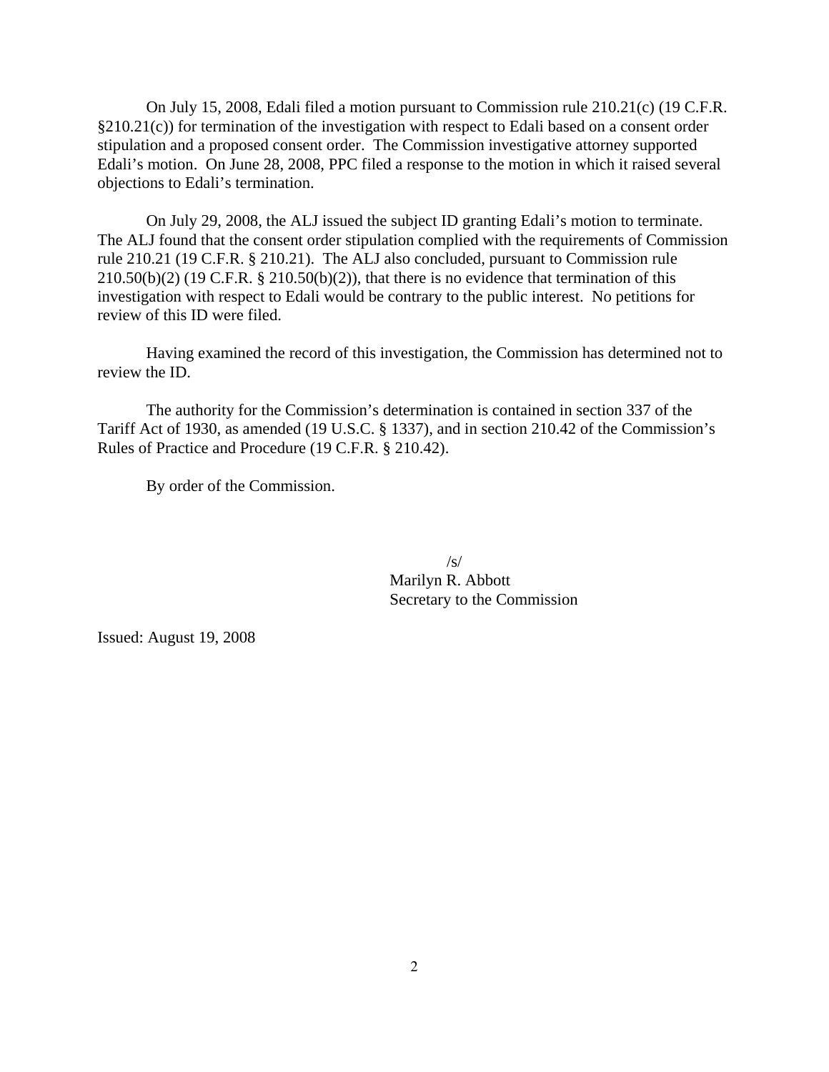On July 15, 2008, Edali filed a motion pursuant to Commission rule 210.21(c) (19 C.F.R. §210.21(c)) for termination of the investigation with respect to Edali based on a consent order stipulation and a proposed consent order. The Commission investigative attorney supported Edali's motion. On June 28, 2008, PPC filed a response to the motion in which it raised several objections to Edali's termination.

On July 29, 2008, the ALJ issued the subject ID granting Edali's motion to terminate. The ALJ found that the consent order stipulation complied with the requirements of Commission rule 210.21 (19 C.F.R. § 210.21). The ALJ also concluded, pursuant to Commission rule 210.50(b)(2) (19 C.F.R. § 210.50(b)(2)), that there is no evidence that termination of this investigation with respect to Edali would be contrary to the public interest. No petitions for review of this ID were filed.

Having examined the record of this investigation, the Commission has determined not to review the ID.

The authority for the Commission's determination is contained in section 337 of the Tariff Act of 1930, as amended (19 U.S.C. § 1337), and in section 210.42 of the Commission's Rules of Practice and Procedure (19 C.F.R. § 210.42).

By order of the Commission.

/s/
Marilyn R. Abbott
Secretary to the Commission

Issued: August 19, 2008